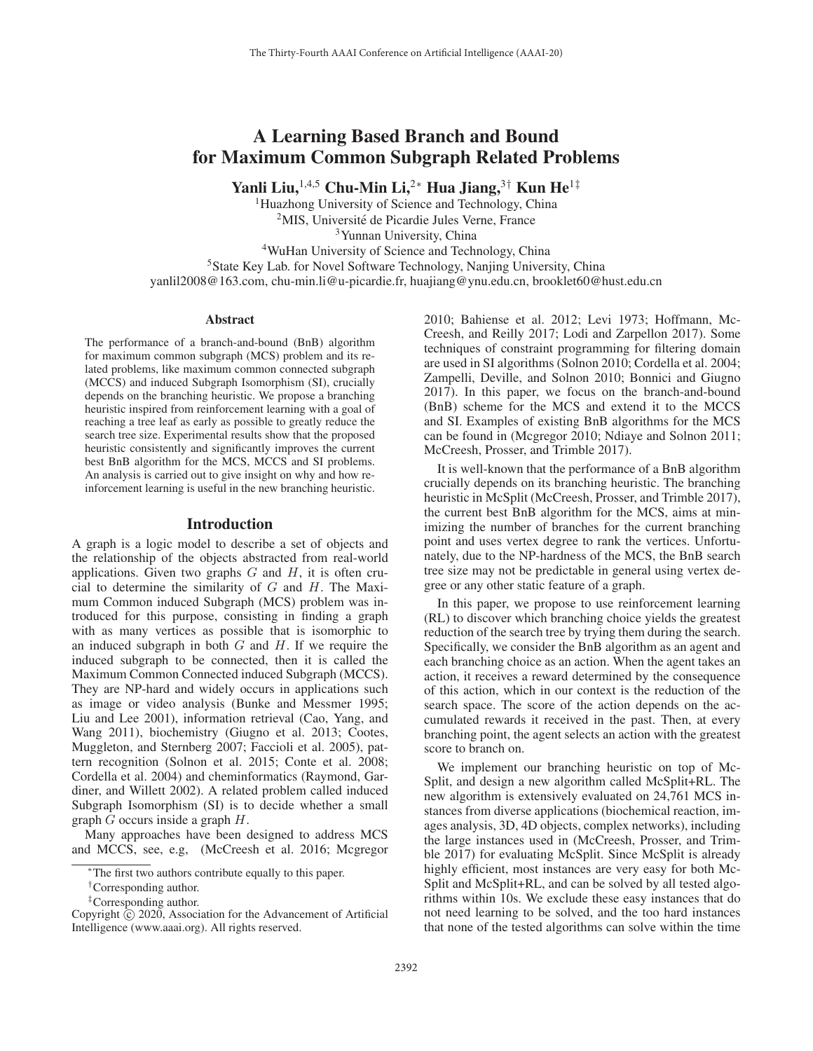# A Learning Based Branch and Bound for Maximum Common Subgraph Related Problems

**Yanli Liu,**[1,4,5] **Chu-Min Li,**[2*] **Hua Jiang,**[3†] **Kun He**[1‡]

[1]Huazhong University of Science and Technology, China
[2]MIS, Université de Picardie Jules Verne, France
[3]Yunnan University, China
[4]WuHan University of Science and Technology, China
[5]State Key Lab. for Novel Software Technology, Nanjing University, China
yanlil2008@163.com, chu-min.li@u-picardie.fr, huajiang@ynu.edu.cn, brooklet60@hust.edu.cn

## Abstract

The performance of a branch-and-bound (BnB) algorithm for maximum common subgraph (MCS) problem and its related problems, like maximum common connected subgraph (MCCS) and induced Subgraph Isomorphism (SI), crucially depends on the branching heuristic. We propose a branching heuristic inspired from reinforcement learning with a goal of reaching a tree leaf as early as possible to greatly reduce the search tree size. Experimental results show that the proposed heuristic consistently and significantly improves the current best BnB algorithm for the MCS, MCCS and SI problems. An analysis is carried out to give insight on why and how reinforcement learning is useful in the new branching heuristic.

## Introduction

A graph is a logic model to describe a set of objects and the relationship of the objects abstracted from real-world applications. Given two graphs $G$ and $H$, it is often crucial to determine the similarity of $G$ and $H$. The Maximum Common induced Subgraph (MCS) problem was introduced for this purpose, consisting in finding a graph with as many vertices as possible that is isomorphic to an induced subgraph in both $G$ and $H$. If we require the induced subgraph to be connected, then it is called the Maximum Common Connected induced Subgraph (MCCS). They are NP-hard and widely occurs in applications such as image or video analysis (Bunke and Messmer 1995; Liu and Lee 2001), information retrieval (Cao, Yang, and Wang 2011), biochemistry (Giugno et al. 2013; Cootes, Muggleton, and Sternberg 2007; Faccioli et al. 2005), pattern recognition (Solnon et al. 2015; Conte et al. 2008; Cordella et al. 2004) and cheminformatics (Raymond, Gardiner, and Willett 2002). A related problem called induced Subgraph Isomorphism (SI) is to decide whether a small graph $G$ occurs inside a graph $H$.

Many approaches have been designed to address MCS and MCCS, see, e.g, (McCreesh et al. 2016; Mcgregor 2010; Bahiense et al. 2012; Levi 1973; Hoffmann, McCreesh, and Reilly 2017; Lodi and Zarpellon 2017). Some techniques of constraint programming for filtering domain are used in SI algorithms (Solnon 2010; Cordella et al. 2004; Zampelli, Deville, and Solnon 2010; Bonnici and Giugno 2017). In this paper, we focus on the branch-and-bound (BnB) scheme for the MCS and extend it to the MCCS and SI. Examples of existing BnB algorithms for the MCS can be found in (Mcgregor 2010; Ndiaye and Solnon 2011; McCreesh, Prosser, and Trimble 2017).

It is well-known that the performance of a BnB algorithm crucially depends on its branching heuristic. The branching heuristic in McSplit (McCreesh, Prosser, and Trimble 2017), the current best BnB algorithm for the MCS, aims at minimizing the number of branches for the current branching point and uses vertex degree to rank the vertices. Unfortunately, due to the NP-hardness of the MCS, the BnB search tree size may not be predictable in general using vertex degree or any other static feature of a graph.

In this paper, we propose to use reinforcement learning (RL) to discover which branching choice yields the greatest reduction of the search tree by trying them during the search. Specifically, we consider the BnB algorithm as an agent and each branching choice as an action. When the agent takes an action, it receives a reward determined by the consequence of this action, which in our context is the reduction of the search space. The score of the action depends on the accumulated rewards it received in the past. Then, at every branching point, the agent selects an action with the greatest score to branch on.

We implement our branching heuristic on top of McSplit, and design a new algorithm called McSplit+RL. The new algorithm is extensively evaluated on 24,761 MCS instances from diverse applications (biochemical reaction, images analysis, 3D, 4D objects, complex networks), including the large instances used in (McCreesh, Prosser, and Trimble 2017) for evaluating McSplit. Since McSplit is already highly efficient, most instances are very easy for both McSplit and McSplit+RL, and can be solved by all tested algorithms within 10s. We exclude these easy instances that do not need learning to be solved, and the too hard instances that none of the tested algorithms can solve within the time

*The first two authors contribute equally to this paper.
†Corresponding author.
‡Corresponding author.
Copyright © 2020, Association for the Advancement of Artificial Intelligence (www.aaai.org). All rights reserved.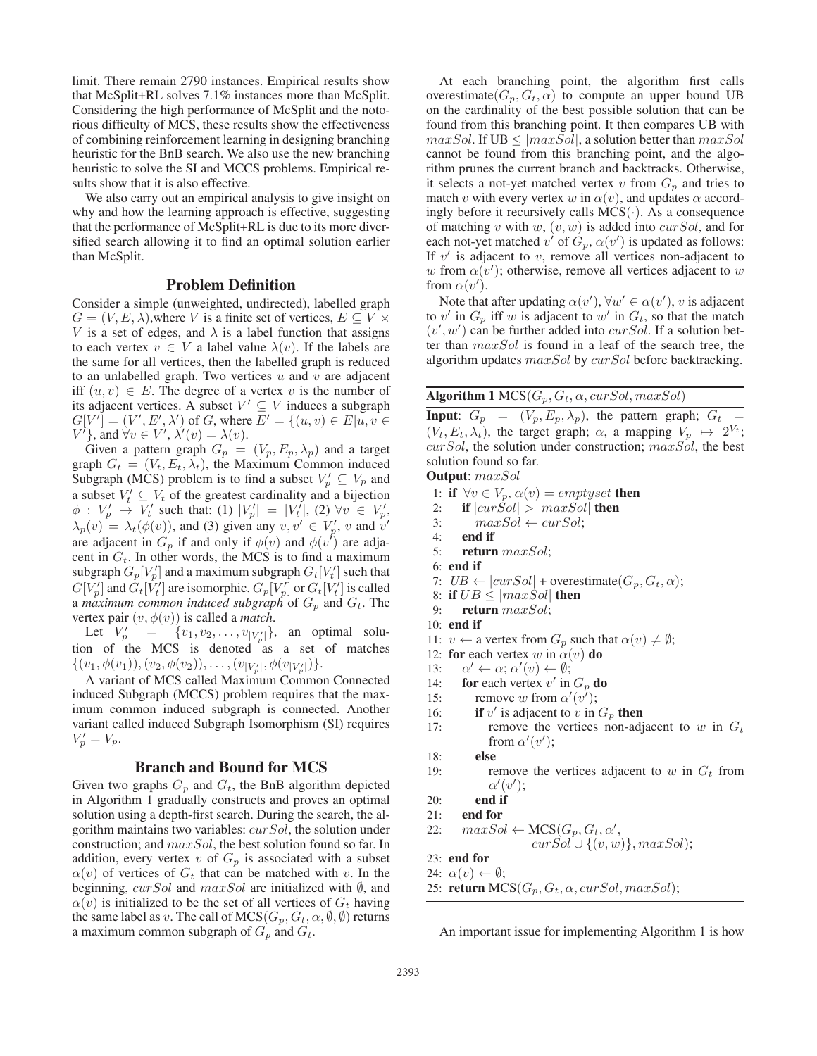limit. There remain 2790 instances. Empirical results show that McSplit+RL solves 7.1% instances more than McSplit. Considering the high performance of McSplit and the notorious difficulty of MCS, these results show the effectiveness of combining reinforcement learning in designing branching heuristic for the BnB search. We also use the new branching heuristic to solve the SI and MCCS problems. Empirical results show that it is also effective.

We also carry out an empirical analysis to give insight on why and how the learning approach is effective, suggesting that the performance of McSplit+RL is due to its more diversified search allowing it to find an optimal solution earlier than McSplit.

## Problem Definition

Consider a simple (unweighted, undirected), labelled graph $G = (V, E, \lambda)$,where $V$ is a finite set of vertices, $E \subseteq V \times V$ is a set of edges, and $\lambda$ is a label function that assigns to each vertex $v \in V$ a label value $\lambda(v)$. If the labels are the same for all vertices, then the labelled graph is reduced to an unlabelled graph. Two vertices $u$ and $v$ are adjacent iff $(u, v) \in E$. The degree of a vertex $v$ is the number of its adjacent vertices. A subset $V' \subseteq V$ induces a subgraph $G[V'] = (V', E', \lambda')$ of $G$, where $E' = \{(u, v) \in E | u, v \in V'\}$, and $\forall v \in V'$, $\lambda'(v) = \lambda(v)$.

Given a pattern graph $G_p = (V_p, E_p, \lambda_p)$ and a target graph $G_t = (V_t, E_t, \lambda_t)$, the Maximum Common induced Subgraph (MCS) problem is to find a subset $V'_p \subseteq V_p$ and a subset $V'_t \subseteq V_t$ of the greatest cardinality and a bijection $\phi : V'_p \rightarrow V'_t$ such that: (1) $|V'_p| = |V'_t|$, (2) $\forall v \in V'_p$, $\lambda_p(v) = \lambda_t(\phi(v))$, and (3) given any $v, v' \in V'_p$, $v$ and $v'$ are adjacent in $G_p$ if and only if $\phi(v)$ and $\phi(v')$ are adjacent in $G_t$. In other words, the MCS is to find a maximum subgraph $G_p[V'_p]$ and a maximum subgraph $G_t[V'_t]$ such that $G[V'_p]$ and $G_t[V'_t]$ are isomorphic. $G_p[V'_p]$ or $G_t[V'_t]$ is called a *maximum common induced subgraph* of $G_p$ and $G_t$. The vertex pair $(v, \phi(v))$ is called a *match*.

Let $V'_p = \{v_1, v_2, \ldots, v_{|V'_p|}\}$, an optimal solution of the MCS is denoted as a set of matches $\{(v_1, \phi(v_1)), (v_2, \phi(v_2)), \ldots, (v_{|V'_p|}, \phi(v_{|V'_p|})\}$.

A variant of MCS called Maximum Common Connected induced Subgraph (MCCS) problem requires that the maximum common induced subgraph is connected. Another variant called induced Subgraph Isomorphism (SI) requires $V'_p = V_p$.

## Branch and Bound for MCS

Given two graphs $G_p$ and $G_t$, the BnB algorithm depicted in Algorithm 1 gradually constructs and proves an optimal solution using a depth-first search. During the search, the algorithm maintains two variables: $curSol$, the solution under construction; and $maxSol$, the best solution found so far. In addition, every vertex $v$ of $G_p$ is associated with a subset $\alpha(v)$ of vertices of $G_t$ that can be matched with $v$. In the beginning, $curSol$ and $maxSol$ are initialized with $\emptyset$, and $\alpha(v)$ is initialized to be the set of all vertices of $G_t$ having the same label as $v$. The call of $\text{MCS}(G_p, G_t, \alpha, \emptyset, \emptyset)$ returns a maximum common subgraph of $G_p$ and $G_t$.

At each branching point, the algorithm first calls overestimate$(G_p, G_t, \alpha)$ to compute an upper bound UB on the cardinality of the best possible solution that can be found from this branching point. It then compares UB with $maxSol$. If UB $\leq |maxSol|$, a solution better than $maxSol$ cannot be found from this branching point, and the algorithm prunes the current branch and backtracks. Otherwise, it selects a not-yet matched vertex $v$ from $G_p$ and tries to match $v$ with every vertex $w$ in $\alpha(v)$, and updates $\alpha$ accordingly before it recursively calls $\text{MCS}(\cdot)$. As a consequence of matching $v$ with $w$, $(v, w)$ is added into $curSol$, and for each not-yet matched $v'$ of $G_p$, $\alpha(v')$ is updated as follows: If $v'$ is adjacent to $v$, remove all vertices non-adjacent to $w$ from $\alpha(v')$; otherwise, remove all vertices adjacent to $w$ from $\alpha(v')$.

Note that after updating $\alpha(v')$, $\forall w' \in \alpha(v')$, $v$ is adjacent to $v'$ in $G_p$ iff $w$ is adjacent to $w'$ in $G_t$, so that the match $(v', w')$ can be further added into $curSol$. If a solution better than $maxSol$ is found in a leaf of the search tree, the algorithm updates $maxSol$ by $curSol$ before backtracking.

**Algorithm 1** $\text{MCS}(G_p, G_t, \alpha, curSol, maxSol)$

**Input**: $G_p = (V_p, E_p, \lambda_p)$, the pattern graph; $G_t = (V_t, E_t, \lambda_t)$, the target graph; $\alpha$, a mapping $V_p \mapsto 2^{V_t}$; $curSol$, the solution under construction; $maxSol$, the best solution found so far.

**Output**: $maxSol$

```
1:  if ∀v ∈ V_p, α(v) = emptyset then
2:      if |curSol| > |maxSol| then
3:          maxSol ← curSol;
4:      end if
5:      return maxSol;
6:  end if
7:  UB ← |curSol| + overestimate(G_p, G_t, α);
8:  if UB ≤ |maxSol| then
9:      return maxSol;
10: end if
11: v ← a vertex from G_p such that α(v) ≠ ∅;
12: for each vertex w in α(v) do
13:     α' ← α; α'(v) ← ∅;
14:     for each vertex v' in G_p do
15:         remove w from α'(v');
16:         if v' is adjacent to v in G_p then
17:             remove the vertices non-adjacent to w in G_t
                from α'(v');
18:         else
19:             remove the vertices adjacent to w in G_t from
                α'(v');
20:         end if
21:     end for
22:     maxSol ← MCS(G_p, G_t, α',
                curSol ∪ {(v, w)}, maxSol);
23: end for
24: α(v) ← ∅;
25: return MCS(G_p, G_t, α, curSol, maxSol);
```

An important issue for implementing Algorithm 1 is how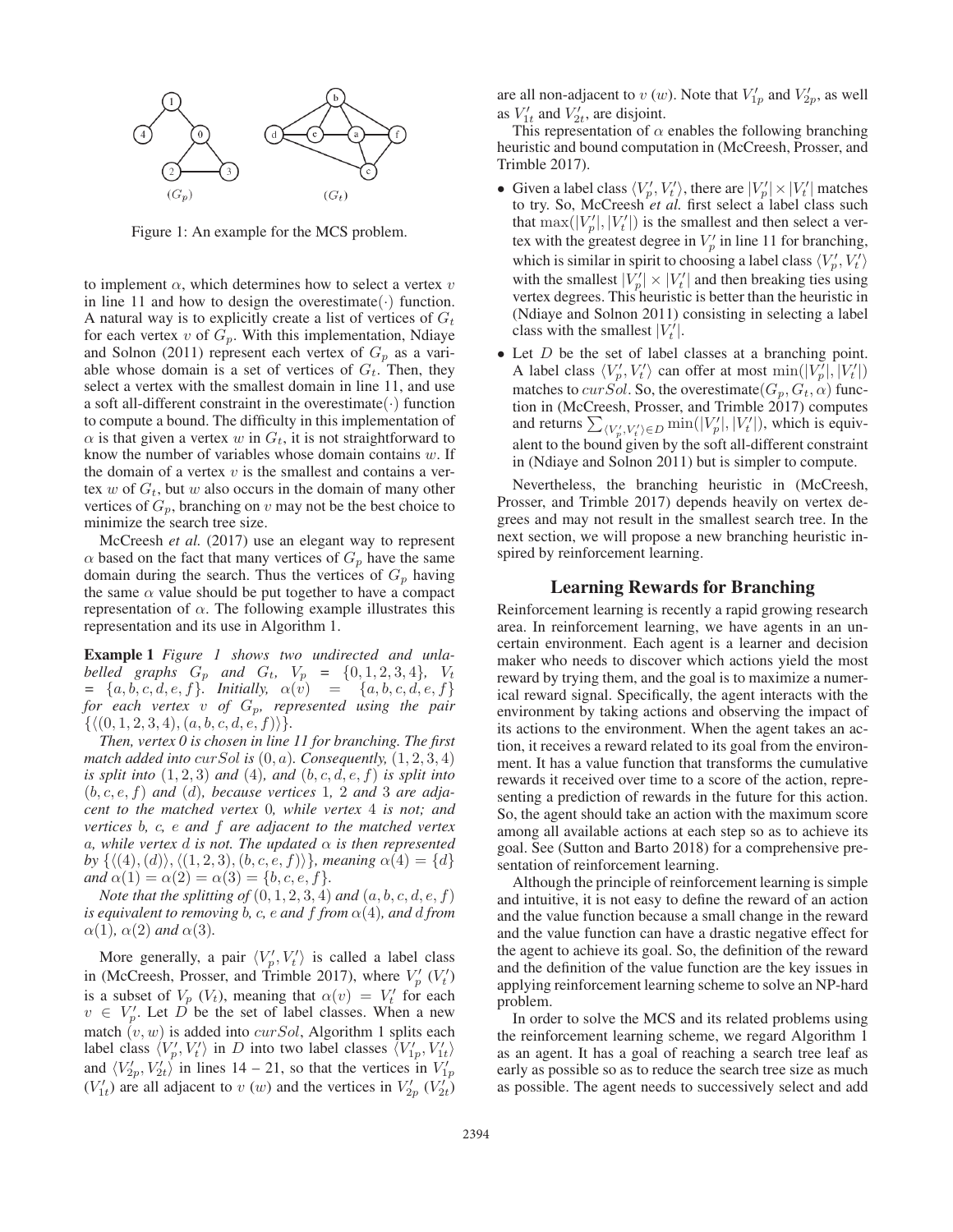Figure 1: An example for the MCS problem.

to implement $\alpha$, which determines how to select a vertex $v$ in line 11 and how to design the overestimate($\cdot$) function. A natural way is explicitly create a list of vertices of $G_t$ for each vertex $v$ of $G_p$. With this implementation, Ndiaye and Solnon (2011) represent each vertex of $G_p$ as a variable whose domain is a set of vertices of $G_t$. Then, they select a vertex with the smallest domain in line 11, and use a soft all-different constraint in the overestimate($\cdot$) function to compute a bound. The difficulty in this implementation of $\alpha$ is that given a vertex $w$ in $G_t$, it is not straightforward to know the number of variables whose domain contains $w$. If the domain of a vertex $v$ is the smallest and contains a vertex $w$ of $G_t$, but $w$ also occurs in the domain of many other vertices of $G_p$, branching on $v$ may not be the best choice to minimize the search tree size.

McCreesh *et al.* (2017) use an elegant way to represent $\alpha$ based on the fact that many vertices of $G_p$ have the same domain during the search. Thus the vertices of $G_p$ having the same $\alpha$ value should be put together to have a compact representation of $\alpha$. The following example illustrates this representation and its use in Algorithm 1.

**Example 1** *Figure 1 shows two undirected and unlabelled graphs $G_p$ and $G_t$, $V_p = \{0,1,2,3,4\}$, $V_t = \{a,b,c,d,e,f\}$. Initially, $\alpha(v) = \{a,b,c,d,e,f\}$ for each vertex $v$ of $G_p$, represented using the pair $\{\langle(0,1,2,3,4),(a,b,c,d,e,f)\rangle\}$.*

*Then, vertex 0 is chosen in line 11 for branching. The first match added into $curSol$ is $(0,a)$. Consequently, $(1,2,3,4)$ is split into $(1,2,3)$ and $(4)$, and $(b,c,d,e,f)$ is split into $(b,c,e,f)$ and $(d)$, because vertices 1, 2 and 3 are adjacent to the matched vertex 0, while vertex 4 is not; and vertices b, c, e and f are adjacent to the matched vertex a, while vertex d is not. The updated $\alpha$ is then represented by $\{\langle(4),(d)\rangle, \langle(1,2,3),(b,c,e,f)\rangle\}$, meaning $\alpha(4)=\{d\}$ and $\alpha(1)=\alpha(2)=\alpha(3)=\{b,c,e,f\}$.*

*Note that the splitting of $(0,1,2,3,4)$ and $(a,b,c,d,e,f)$ is equivalent to removing b, c, e and f from $\alpha(4)$, and d from $\alpha(1)$, $\alpha(2)$ and $\alpha(3)$.*

More generally, a pair $\langle V'_p, V'_t\rangle$ is called a label class in (McCreesh, Prosser, and Trimble 2017), where $V'_p$ ($V'_t$) is a subset of $V_p$ ($V_t$), meaning that $\alpha(v) = V'_t$ for each $v \in V'_p$. Let $D$ be the set of label classes. When a new match $(v,w)$ is added into $curSol$, Algorithm 1 splits each label class $\langle V'_p, V'_t\rangle$ in $D$ into two label classes $\langle V'_{1p}, V'_{1t}\rangle$ and $\langle V'_{2p}, V'_{2t}\rangle$ in lines 14 – 21, so that the vertices in $V'_{1p}$ ($V'_{1t}$) are all adjacent to $v$ ($w$) and the vertices in $V'_{2p}$ ($V'_{2t}$) are all non-adjacent to $v$ ($w$). Note that $V'_{1p}$ and $V'_{2p}$, as well as $V'_{1t}$ and $V'_{2t}$, are disjoint.

This representation of $\alpha$ enables the following branching heuristic and bound computation in (McCreesh, Prosser, and Trimble 2017).

- Given a label class $\langle V'_p, V'_t\rangle$, there are $|V'_p| \times |V'_t|$ matches to try. So, McCreesh *et al.* first select a label class such that $\max(|V'_p|, |V'_t|)$ is the smallest and then select a vertex with the greatest degree in $V'_p$ in line 11 for branching, which is similar in spirit to choosing a label class $\langle V'_p, V'_t\rangle$ with the smallest $|V'_p| \times |V'_t|$ and then breaking ties using vertex degrees. This heuristic is better than the heuristic in (Ndiaye and Solnon 2011) consisting in selecting a label class with the smallest $|V'_t|$.
- Let $D$ be the set of label classes at a branching point. A label class $\langle V'_p, V'_t\rangle$ can offer at most $\min(|V'_p|, |V'_t|)$ matches to $curSol$. So, the overestimate($G_p, G_t, \alpha$) function in (McCreesh, Prosser, and Trimble 2017) computes and returns $\sum_{\langle V'_p, V'_t\rangle \in D} \min(|V'_p|, |V'_t|)$, which is equivalent to the bound given by the soft all-different constraint in (Ndiaye and Solnon 2011) but is simpler to compute.

Nevertheless, the branching heuristic in (McCreesh, Prosser, and Trimble 2017) depends heavily on vertex degrees and may not result in the smallest search tree. In the next section, we will propose a new branching heuristic inspired by reinforcement learning.

## Learning Rewards for Branching

Reinforcement learning is recently a rapid growing research area. In reinforcement learning, we have agents in an uncertain environment. Each agent is a learner and decision maker who needs to discover which actions yield the most reward by trying them, and the goal is to maximize a numerical reward signal. Specifically, the agent interacts with the environment by taking actions and observing the impact of its actions to the environment. When the agent takes an action, it receives a reward related to its goal from the environment. It has a value function that transforms the cumulative rewards it received over time to a score of the action, representing a prediction of rewards in the future for this action. So, the agent should take an action with the maximum score among all available actions at each step so as to achieve its goal. See (Sutton and Barto 2018) for a comprehensive presentation of reinforcement learning.

Although the principle of reinforcement learning is simple and intuitive, it is not easy to define the reward of an action and the value function because a small change in the reward and the value function can have a drastic negative effect for the agent to achieve its goal. So, the definition of the reward and the definition of the value function are the key issues in applying reinforcement learning scheme to solve an NP-hard problem.

In order to solve the MCS and its related problems using the reinforcement learning scheme, we regard Algorithm 1 as an agent. It has a goal of reaching a search tree leaf as early as possible so as to reduce the search tree size as much as possible. The agent needs to successively select and add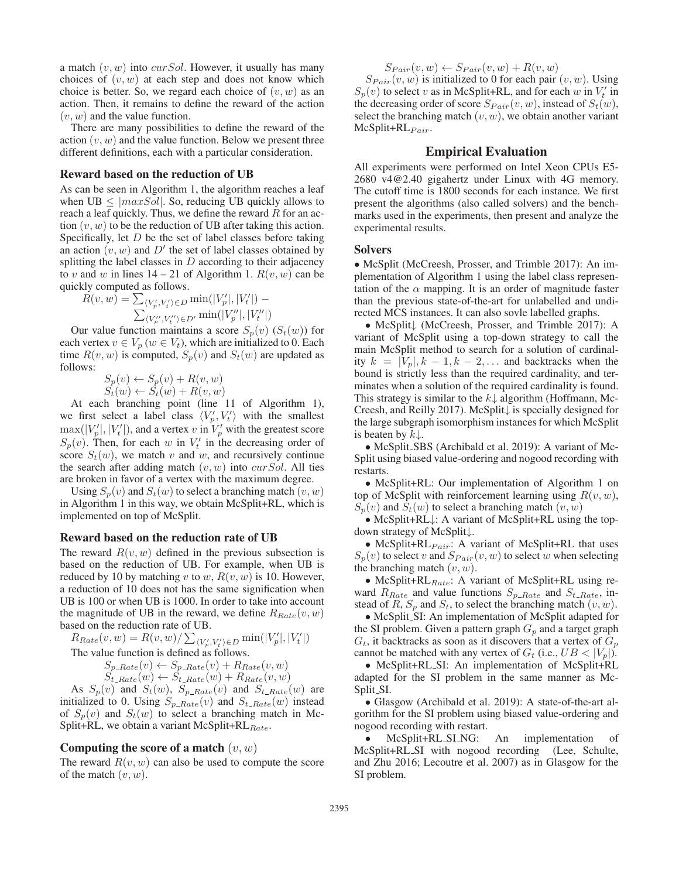a match $(v, w)$ into $curSol$. However, it usually has many choices of $(v, w)$ at each step and does not know which choice is better. So, we regard each choice of $(v, w)$ as an action. Then, it remains to define the reward of the action $(v, w)$ and the value function.

There are many possibilities to define the reward of the action $(v, w)$ and the value function. Below we present three different definitions, each with a particular consideration.

### Reward based on the reduction of UB

As can be seen in Algorithm 1, the algorithm reaches a leaf when UB $\leq |maxSol|$. So, reducing UB quickly allows to reach a leaf quickly. Thus, we define the reward $R$ for an action $(v, w)$ to be the reduction of UB after taking this action. Specifically, let $D$ be the set of label classes before taking an action $(v, w)$ and $D'$ the set of label classes obtained by splitting the label classes in $D$ according to their adjacency to $v$ and $w$ in lines 14 – 21 of Algorithm 1. $R(v, w)$ can be quickly computed as follows.

$$R(v, w) = \sum_{\langle V_p', V_t' \rangle \in D} \min(|V_p'|, |V_t'|) - \sum_{\langle V_p'', V_t'' \rangle \in D'} \min(|V_p''|, |V_t''|)$$

Our value function maintains a score $S_p(v)$ ($S_t(w)$) for each vertex $v \in V_p$ ($w \in V_t$), which are initialized to 0. Each time $R(v, w)$ is computed, $S_p(v)$ and $S_t(w)$ are updated as follows:

$$S_p(v) \leftarrow S_p(v) + R(v, w)$$
$$S_t(w) \leftarrow S_t(w) + R(v, w)$$

At each branching point (line 11 of Algorithm 1), we first select a label class $\langle V_p', V_t' \rangle$ with the smallest $\max(|V_p'|, |V_t'|)$, and a vertex $v$ in $V_p'$ with the greatest score $S_p(v)$. Then, for each $w$ in $V_t'$ in the decreasing order of score $S_t(w)$, we match $v$ and $w$, and recursively continue the search after adding match $(v, w)$ into $curSol$. All ties are broken in favor of a vertex with the maximum degree.

Using $S_p(v)$ and $S_t(w)$ to select a branching match $(v, w)$ in Algorithm 1 in this way, we obtain McSplit+RL, which is implemented on top of McSplit.

### Reward based on the reduction rate of UB

The reward $R(v, w)$ defined in the previous subsection is based on the reduction of UB. For example, when UB is reduced by 10 by matching $v$ to $w$, $R(v, w)$ is 10. However, a reduction of 10 does not has the same signification when UB is 100 or when UB is 1000. In order to take into account the magnitude of UB in the reward, we define $R_{Rate}(v, w)$ based on the reduction rate of UB.

$$R_{Rate}(v, w) = R(v, w) / \sum_{\langle V_p', V_t' \rangle \in D} \min(|V_p'|, |V_t'|)$$

The value function is defined as follows.

$$S_{p\_Rate}(v) \leftarrow S_{p\_Rate}(v) + R_{Rate}(v, w)$$
$$S_{t\_Rate}(w) \leftarrow S_{t\_Rate}(w) + R_{Rate}(v, w)$$

As $S_p(v)$ and $S_t(w)$, $S_{p\_Rate}(v)$ and $S_{t\_Rate}(w)$ are initialized to 0. Using $S_{p\_Rate}(v)$ and $S_{t\_Rate}(w)$ instead of $S_p(v)$ and $S_t(w)$ to select a branching match in McSplit+RL, we obtain a variant McSplit+RL$_{Rate}$.

### Computing the score of a match $(v, w)$

The reward $R(v, w)$ can also be used to compute the score of the match $(v, w)$.

$$S_{Pair}(v, w) \leftarrow S_{Pair}(v, w) + R(v, w)$$

$S_{Pair}(v, w)$ is initialized to 0 for each pair $(v, w)$. Using $S_p(v)$ to select $v$ as in McSplit+RL, and for each $w$ in $V_t'$ in the decreasing order of score $S_{Pair}(v, w)$, instead of $S_t(w)$, select the branching match $(v, w)$, we obtain another variant McSplit+RL$_{Pair}$.

## Empirical Evaluation

All experiments were performed on Intel Xeon CPUs E5-2680 v4@2.40 gigahertz under Linux with 4G memory. The cutoff time is 1800 seconds for each instance. We first present the algorithms (also called solvers) and the benchmarks used in the experiments, then present and analyze the experimental results.

### Solvers

- McSplit (McCreesh, Prosser, and Trimble 2017): An implementation of Algorithm 1 using the label class representation of the $\alpha$ mapping. It is an order of magnitude faster than the previous state-of-the-art for unlabelled and undirected MCS instances. It can also sovle labelled graphs.
- McSplit↓ (McCreesh, Prosser, and Trimble 2017): A variant of McSplit using a top-down strategy to call the main McSplit method to search for a solution of cardinality $k = |V_p|, k-1, k-2, \dots$ and backtracks when the bound is strictly less than the required cardinality, and terminates when a solution of the required cardinality is found. This strategy is similar to the $k$↓ algorithm (Hoffmann, McCreesh, and Reilly 2017). McSplit↓ is specially designed for the large subgraph isomorphism instances for which McSplit is beaten by $k$↓.
- McSplit_SBS (Archibald et al. 2019): A variant of McSplit using biased value-ordering and nogood recording with restarts.
- McSplit+RL: Our implementation of Algorithm 1 on top of McSplit with reinforcement learning using $R(v, w)$, $S_p(v)$ and $S_t(w)$ to select a branching match $(v, w)$
- McSplit+RL↓: A variant of McSplit+RL using the top-down strategy of McSplit↓.
- McSplit+RL$_{Pair}$: A variant of McSplit+RL that uses $S_p(v)$ to select $v$ and $S_{Pair}(v, w)$ to select $w$ when selecting the branching match $(v, w)$.
- McSplit+RL$_{Rate}$: A variant of McSplit+RL using reward $R_{Rate}$ and value functions $S_{p\_Rate}$ and $S_{t\_Rate}$, instead of $R$, $S_p$ and $S_t$, to select the branching match $(v, w)$.
- McSplit_SI: An implementation of McSplit adapted for the SI problem. Given a pattern graph $G_p$ and a target graph $G_t$, it backtracks as soon as it discovers that a vertex of $G_p$ cannot be matched with any vertex of $G_t$ (i.e., $UB < |V_p|$).
- McSplit+RL_SI: An implementation of McSplit+RL adapted for the SI problem in the same manner as McSplit_SI.
- Glasgow (Archibald et al. 2019): A state-of-the-art algorithm for the SI problem using biased value-ordering and nogood recording with restart.
- McSplit+RL_SI_NG: An implementation of McSplit+RL_SI with nogood recording (Lee, Schulte, and Zhu 2016; Lecoutre et al. 2007) as in Glasgow for the SI problem.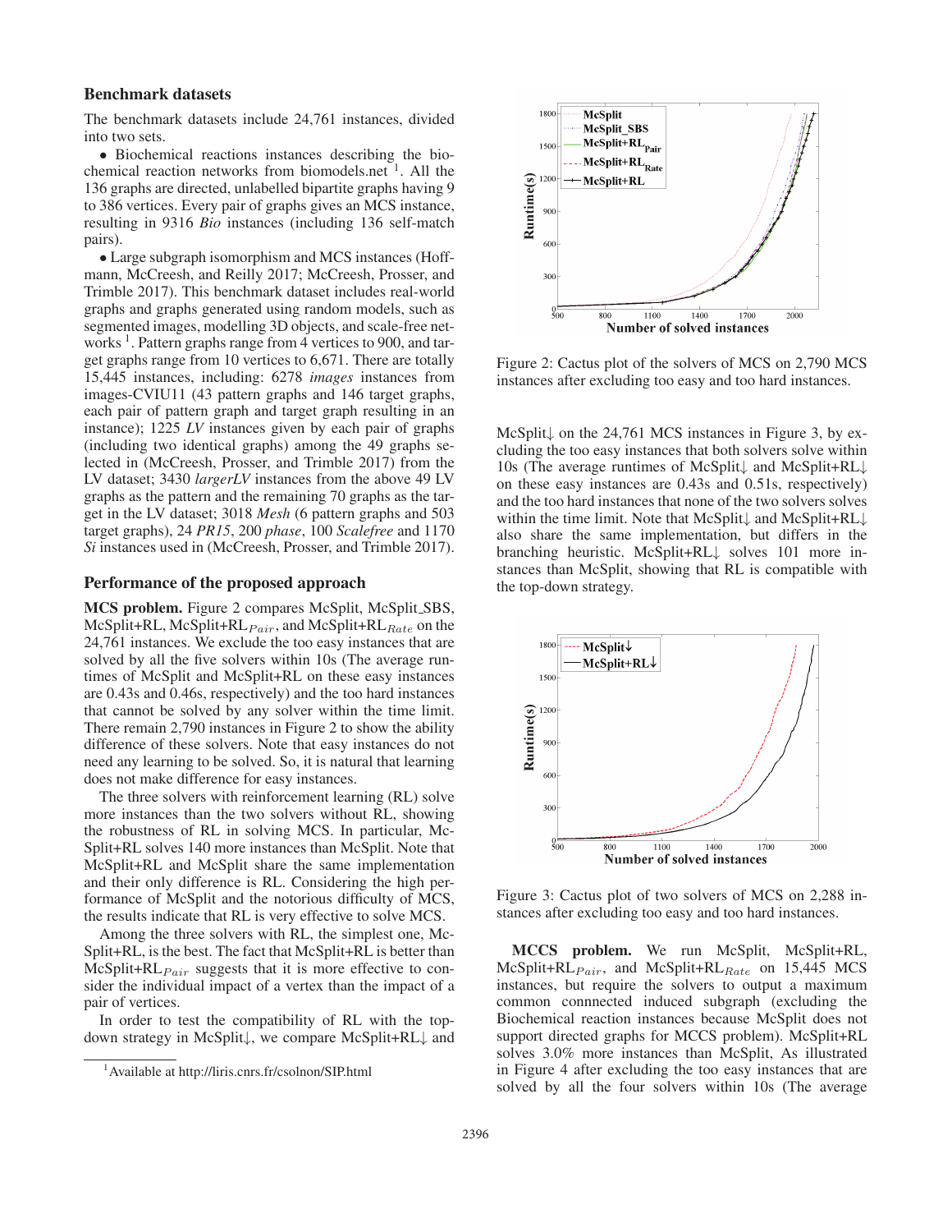### Benchmark datasets

The benchmark datasets include 24,761 instances, divided into two sets.

- Biochemical reactions instances describing the biochemical reaction networks from biomodels.net [1]. All the 136 graphs are directed, unlabelled bipartite graphs having 9 to 386 vertices. Every pair of graphs gives an MCS instance, resulting in 9316 *Bio* instances (including 136 self-match pairs).
- Large subgraph isomorphism and MCS instances (Hoffmann, McCreesh, and Reilly 2017; McCreesh, Prosser, and Trimble 2017). This benchmark dataset includes real-world graphs and graphs generated using random models, such as segmented images, modelling 3D objects, and scale-free networks [1]. Pattern graphs range from 4 vertices to 900, and target graphs range from 10 vertices to 6,671. There are totally 15,445 instances, including: 6278 *images* instances from images-CVIU11 (43 pattern graphs and 146 target graphs, each pair of pattern graph and target graph resulting in an instance); 1225 *LV* instances given by each pair of graphs (including two identical graphs) among the 49 graphs selected in (McCreesh, Prosser, and Trimble 2017) from the LV dataset; 3430 *largerLV* instances from the above 49 LV graphs as the pattern and the remaining 70 graphs as the target in the LV dataset; 3018 *Mesh* (6 pattern graphs and 503 target graphs), 24 *PR15*, 200 *phase*, 100 *Scalefree* and 1170 *Si* instances used in (McCreesh, Prosser, and Trimble 2017).

### Performance of the proposed approach

**MCS problem.** Figure 2 compares McSplit, McSplit_SBS, McSplit+RL, McSplit+RL$_{Pair}$, and McSplit+RL$_{Rate}$ on the 24,761 instances. We exclude the too easy instances that are solved by all the five solvers within 10s (The average runtimes of McSplit and McSplit+RL on these easy instances are 0.43s and 0.46s, respectively) and the too hard instances that cannot be solved by any solver within the time limit. There remain 2,790 instances in Figure 2 to show the ability difference of these solvers. Note that easy instances do not need any learning to be solved. So, it is natural that learning does not make difference for easy instances.

The three solvers with reinforcement learning (RL) solve more instances than the two solvers without RL, showing the robustness of RL in solving MCS. In particular, McSplit+RL solves 140 more instances than McSplit. Note that McSplit+RL and McSplit share the same implementation and their only difference is RL. Considering the high performance of McSplit and the notorious difficulty of MCS, the results indicate that RL is very effective to solve MCS.

Among the three solvers with RL, the simplest one, McSplit+RL, is the best. The fact that McSplit+RL is better than McSplit+RL$_{Pair}$ suggests that it is more effective to consider the individual impact of a vertex than the impact of a pair of vertices.

In order to test the compatibility of RL with the top-down strategy in McSplit↓, we compare McSplit+RL↓ and McSplit↓ on the 24,761 MCS instances in Figure 3, by excluding the too easy instances that both solvers solve within 10s (The average runtimes of McSplit↓ and McSplit+RL↓ on these easy instances are 0.43s and 0.51s, respectively) and the too hard instances that none of the two solvers solves within the time limit. Note that McSplit↓ and McSplit+RL↓ also share the same implementation, but differs in the branching heuristic. McSplit+RL↓ solves 101 more instances than McSplit, showing that RL is compatible with the top-down strategy.

Figure 2: Cactus plot of the solvers of MCS on 2,790 MCS instances after excluding too easy and too hard instances.

Figure 3: Cactus plot of two solvers of MCS on 2,288 instances after excluding too easy and too hard instances.

**MCCS problem.** We run McSplit, McSplit+RL, McSplit+RL$_{Pair}$, and McSplit+RL$_{Rate}$ on 15,445 MCS instances, but require the solvers to output a maximum common connnected induced subgraph (excluding the Biochemical reaction instances because McSplit does not support directed graphs for MCCS problem). McSplit+RL solves 3.0% more instances than McSplit, As illustrated in Figure 4 after excluding the too easy instances that are solved by all the four solvers within 10s (The average

[1] Available at http://liris.cnrs.fr/csolnon/SIP.html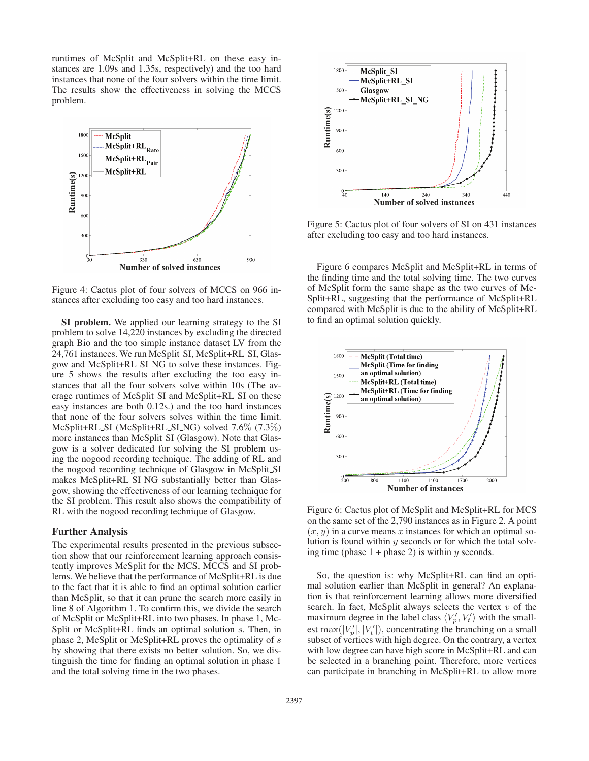runtimes of McSplit and McSplit+RL on these easy instances are 1.09s and 1.35s, respectively) and the too hard instances that none of the four solvers within the time limit. The results show the effectiveness in solving the MCCS problem.

Figure 4: Cactus plot of four solvers of MCCS on 966 instances after excluding too easy and too hard instances.

**SI problem.** We applied our learning strategy to the SI problem to solve 14,220 instances by excluding the directed graph Bio and the too simple instance dataset LV from the 24,761 instances. We run McSplit_SI, McSplit+RL_SI, Glasgow and McSplit+RL_SI_NG to solve these instances. Figure 5 shows the results after excluding the too easy instances that all the four solvers solve within 10s (The average runtimes of McSplit_SI and McSplit+RL_SI on these easy instances are both 0.12s.) and the too hard instances that none of the four solvers solves within the time limit. McSplit+RL_SI (McSplit+RL_SI_NG) solved 7.6% (7.3%) more instances than McSplit_SI (Glasgow). Note that Glasgow is a solver dedicated for solving the SI problem using the nogood recording technique. The adding of RL and the nogood recording technique of Glasgow in McSplit_SI makes McSplit+RL_SI_NG substantially better than Glasgow, showing the effectiveness of our learning technique for the SI problem. This result also shows the compatibility of RL with the nogood recording technique of Glasgow.

## Further Analysis

The experimental results presented in the previous subsection show that our reinforcement learning approach consistently improves McSplit for the MCS, MCCS and SI problems. We believe that the performance of McSplit+RL is due to the fact that it is able to find an optimal solution earlier than McSplit, so that it can prune the search more easily in line 8 of Algorithm 1. To confirm this, we divide the search of McSplit or McSplit+RL into two phases. In phase 1, McSplit or McSplit+RL finds an optimal solution $s$. Then, in phase 2, McSplit or McSplit+RL proves the optimality of $s$ by showing that there exists no better solution. So, we distinguish the time for finding an optimal solution in phase 1 and the total solving time in the two phases.

Figure 5: Cactus plot of four solvers of SI on 431 instances after excluding too easy and too hard instances.

Figure 6 compares McSplit and McSplit+RL in terms of the finding time and the total solving time. The two curves of McSplit form the same shape as the two curves of McSplit+RL, suggesting that the performance of McSplit+RL compared with McSplit is due to the ability of McSplit+RL to find an optimal solution quickly.

Figure 6: Cactus plot of McSplit and McSplit+RL for MCS on the same set of the 2,790 instances as in Figure 2. A point $(x, y)$ in a curve means $x$ instances for which an optimal solution is found within $y$ seconds or for which the total solving time (phase 1 + phase 2) is within $y$ seconds.

So, the question is: why McSplit+RL can find an optimal solution earlier than McSplit in general? An explanation is that reinforcement learning allows more diversified search. In fact, McSplit always selects the vertex $v$ of the maximum degree in the label class $\langle V'_p, V'_t \rangle$ with the smallest $\max(|V'_p|, |V'_t|)$, concentrating the branching on a small subset of vertices with high degree. On the contrary, a vertex with low degree can have high score in McSplit+RL and can be selected in a branching point. Therefore, more vertices can participate in branching in McSplit+RL to allow more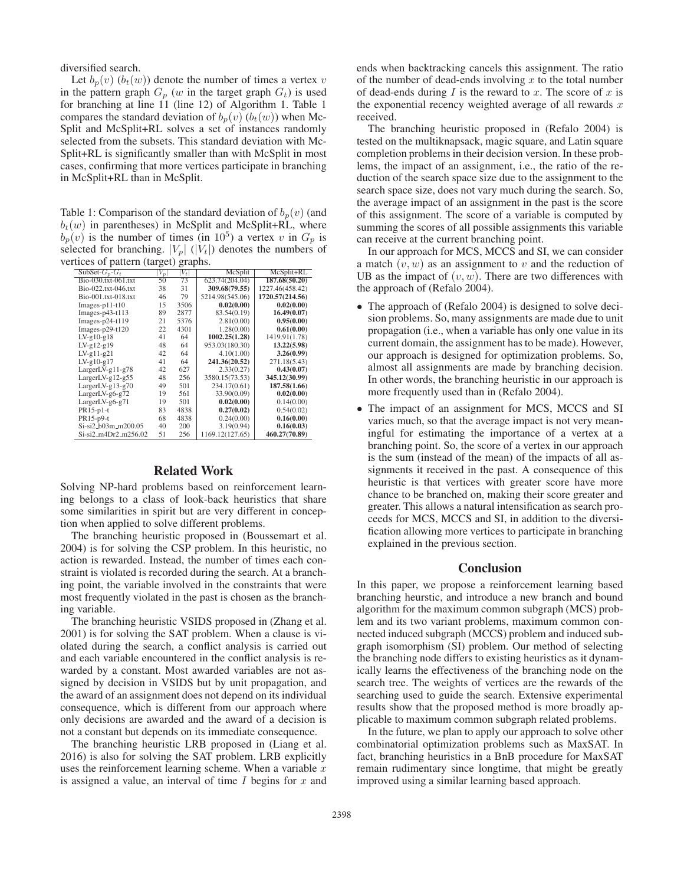diversified search.

Let $b_p(v)$ ($b_t(w)$) denote the number of times a vertex $v$ in the pattern graph $G_p$ ($w$ in the target graph $G_t$) is used for branching at line 11 (line 12) of Algorithm 1. Table 1 compares the standard deviation of $b_p(v)$ ($b_t(w)$) when McSplit and McSplit+RL solves a set of instances randomly selected from the subsets. This standard deviation with McSplit+RL is significantly smaller than with McSplit in most cases, confirming that more vertices participate in branching in McSplit+RL than in McSplit.

Table 1: Comparison of the standard deviation of $b_p(v)$ (and $b_t(w)$ in parentheses) in McSplit and McSplit+RL, where $b_p(v)$ is the number of times (in $10^5$) a vertex $v$ in $G_p$ is selected for branching. $|V_p|$ ($|V_t|$) denotes the numbers of vertices of pattern (target) graphs.

| SubSet-$G_p$-$G_t$ | $\|V_p\|$ | $\|V_t\|$ | McSplit | McSplit+RL |
|---|---|---|---|---|
| Bio-030.txt-061.txt | 50 | 73 | 623.74(204.04) | **187.68(50.20)** |
| Bio-022.txt-046.txt | 38 | 31 | **309.68(79.55)** | 1227.46(458.42) |
| Bio-001.txt-018.txt | 46 | 79 | 5214.98(545.06) | **1720.57(214.56)** |
| Images-p11-t10 | 15 | 3506 | **0.02(0.00)** | **0.02(0.00)** |
| Images-p43-t113 | 89 | 2877 | 83.54(0.19) | **16.49(0.07)** |
| Images-p24-t119 | 21 | 5376 | 2.81(0.00) | **0.95(0.00)** |
| Images-p29-t120 | 22 | 4301 | 1.28(0.00) | **0.61(0.00)** |
| LV-g10-g18 | 41 | 64 | **1002.25(1.28)** | 1419.91(1.78) |
| LV-g12-g19 | 48 | 64 | 953.03(180.30) | **13.22(5.98)** |
| LV-g11-g21 | 42 | 64 | 4.10(1.00) | **3.26(0.99)** |
| LV-g10-g17 | 41 | 64 | **241.36(20.52)** | 271.18(5.43) |
| LargerLV-g11-g78 | 42 | 627 | 2.33(0.27) | **0.43(0.07)** |
| LargerLV-g12-g55 | 48 | 256 | 3580.15(73.53) | **345.12(30.99)** |
| LargerLV-g13-g70 | 49 | 501 | 234.17(0.61) | **187.58(1.66)** |
| LargerLV-g6-g72 | 19 | 561 | 33.90(0.09) | **0.02(0.00)** |
| LargerLV-g6-g71 | 19 | 501 | **0.02(0.00)** | 0.14(0.00) |
| PR15-p1-t | 83 | 4838 | **0.27(0.02)** | 0.54(0.02) |
| PR15-p9-t | 68 | 4838 | 0.24(0.00) | **0.16(0.00)** |
| Si-si2_b03m_m200.05 | 40 | 200 | 3.19(0.94) | **0.16(0.03)** |
| Si-si2_m4Dr2_m256.02 | 51 | 256 | 1169.12(127.65) | **460.27(70.89)** |

## Related Work

Solving NP-hard problems based on reinforcement learning belongs to a class of look-back heuristics that share some similarities in spirit but are very different in conception when applied to solve different problems.

The branching heuristic proposed in (Boussemart et al. 2004) is for solving the CSP problem. In this heuristic, no action is rewarded. Instead, the number of times each constraint is violated is recorded during the search. At a branching point, the variable involved in the constraints that were most frequently violated in the past is chosen as the branching variable.

The branching heuristic VSIDS proposed in (Zhang et al. 2001) is for solving the SAT problem. When a clause is violated during the search, a conflict analysis is carried out and each variable encountered in the conflict analysis is rewarded by a constant. Most awarded variables are not assigned by decision in VSIDS but by unit propagation, and the award of an assignment does not depend on its individual consequence, which is different from our approach where only decisions are awarded and the award of a decision is not a constant but depends on its immediate consequence.

The branching heuristic LRB proposed in (Liang et al. 2016) is also for solving the SAT problem. LRB explicitly uses the reinforcement learning scheme. When a variable $x$ is assigned a value, an interval of time $I$ begins for $x$ and ends when backtracking cancels this assignment. The ratio of the number of dead-ends involving $x$ to the total number of dead-ends during $I$ is the reward to $x$. The score of $x$ is the exponential recency weighted average of all rewards $x$ received.

The branching heuristic proposed in (Refalo 2004) is tested on the multiknapsack, magic square, and Latin square completion problems in their decision version. In these problems, the impact of an assignment, i.e., the ratio of the reduction of the search space size due to the assignment to the search space size, does not vary much during the search. So, the average impact of an assignment in the past is the score of this assignment. The score of a variable is computed by summing the scores of all possible assignments this variable can receive at the current branching point.

In our approach for MCS, MCCS and SI, we can consider a match $(v, w)$ as an assignment to $v$ and the reduction of UB as the impact of $(v, w)$. There are two differences with the approach of (Refalo 2004).

- The approach of (Refalo 2004) is designed to solve decision problems. So, many assignments are made due to unit propagation (i.e., when a variable has only one value in its current domain, the assignment has to be made). However, our approach is designed for optimization problems. So, almost all assignments are made by branching decision. In other words, the branching heuristic in our approach is more frequently used than in (Refalo 2004).
- The impact of an assignment for MCS, MCCS and SI varies much, so that the average impact is not very meaningful for estimating the importance of a vertex at a branching point. So, the score of a vertex in our approach is the sum (instead of the mean) of the impacts of all assignments it received in the past. A consequence of this heuristic is that vertices with greater score have more chance to be branched on, making their score greater and greater. This allows a natural intensification as search proceeds for MCS, MCCS and SI, in addition to the diversification allowing more vertices to participate in branching explained in the previous section.

## Conclusion

In this paper, we propose a reinforcement learning based branching heurstic, and introduce a new branch and bound algorithm for the maximum common subgraph (MCS) problem and its two variant problems, maximum common connected induced subgraph (MCCS) problem and induced subgraph isomorphism (SI) problem. Our method of selecting the branching node differs to existing heuristics as it dynamically learns the effectiveness of the branching node on the search tree. The weights of vertices are the rewards of the searching used to guide the search. Extensive experimental results show that the proposed method is more broadly applicable to maximum common subgraph related problems.

In the future, we plan to apply our approach to solve other combinatorial optimization problems such as MaxSAT. In fact, branching heuristics in a BnB procedure for MaxSAT remain rudimentary since longtime, that might be greatly improved using a similar learning based approach.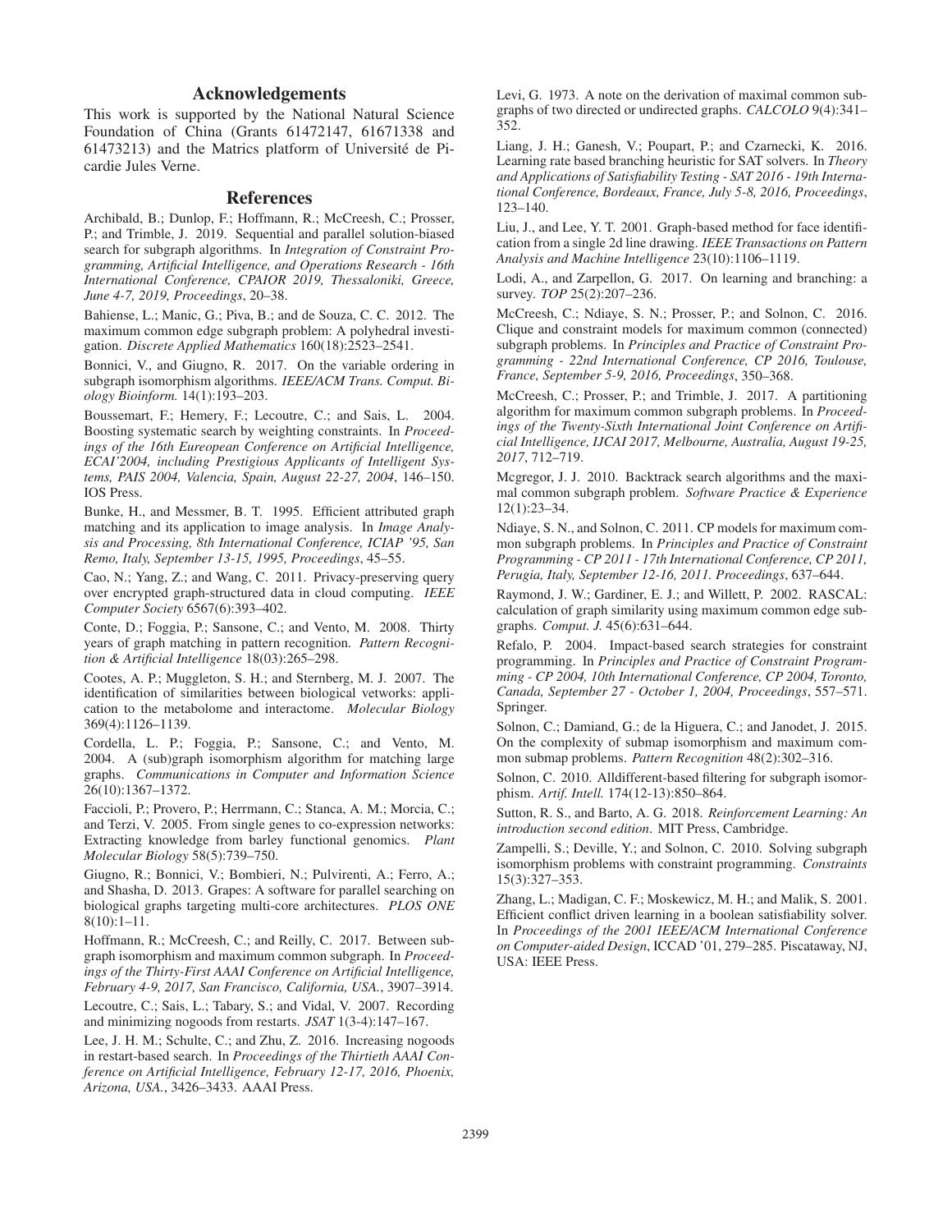## Acknowledgements

This work is supported by the National Natural Science Foundation of China (Grants 61472147, 61671338 and 61473213) and the Matrics platform of Université de Picardie Jules Verne.

## References

Archibald, B.; Dunlop, F.; Hoffmann, R.; McCreesh, C.; Prosser, P.; and Trimble, J. 2019. Sequential and parallel solution-biased search for subgraph algorithms. In *Integration of Constraint Programming, Artificial Intelligence, and Operations Research - 16th International Conference, CPAIOR 2019, Thessaloniki, Greece, June 4-7, 2019, Proceedings*, 20–38.

Bahiense, L.; Manic, G.; Piva, B.; and de Souza, C. C. 2012. The maximum common edge subgraph problem: A polyhedral investigation. *Discrete Applied Mathematics* 160(18):2523–2541.

Bonnici, V., and Giugno, R. 2017. On the variable ordering in subgraph isomorphism algorithms. *IEEE/ACM Trans. Comput. Biology Bioinform.* 14(1):193–203.

Boussemart, F.; Hemery, F.; Lecoutre, C.; and Sais, L. 2004. Boosting systematic search by weighting constraints. In *Proceedings of the 16th Eureopean Conference on Artificial Intelligence, ECAI'2004, including Prestigious Applicants of Intelligent Systems, PAIS 2004, Valencia, Spain, August 22-27, 2004*, 146–150. IOS Press.

Bunke, H., and Messmer, B. T. 1995. Efficient attributed graph matching and its application to image analysis. In *Image Analysis and Processing, 8th International Conference, ICIAP '95, San Remo, Italy, September 13-15, 1995, Proceedings*, 45–55.

Cao, N.; Yang, Z.; and Wang, C. 2011. Privacy-preserving query over encrypted graph-structured data in cloud computing. *IEEE Computer Society* 6567(6):393–402.

Conte, D.; Foggia, P.; Sansone, C.; and Vento, M. 2008. Thirty years of graph matching in pattern recognition. *Pattern Recognition & Artificial Intelligence* 18(03):265–298.

Cootes, A. P.; Muggleton, S. H.; and Sternberg, M. J. 2007. The identification of similarities between biological vetworks: application to the metabolome and interactome. *Molecular Biology* 369(4):1126–1139.

Cordella, L. P.; Foggia, P.; Sansone, C.; and Vento, M. 2004. A (sub)graph isomorphism algorithm for matching large graphs. *Communications in Computer and Information Science* 26(10):1367–1372.

Faccioli, P.; Provero, P.; Herrmann, C.; Stanca, A. M.; Morcia, C.; and Terzi, V. 2005. From single genes to co-expression networks: Extracting knowledge from barley functional genomics. *Plant Molecular Biology* 58(5):739–750.

Giugno, R.; Bonnici, V.; Bombieri, N.; Pulvirenti, A.; Ferro, A.; and Shasha, D. 2013. Grapes: A software for parallel searching on biological graphs targeting multi-core architectures. *PLOS ONE* 8(10):1–11.

Hoffmann, R.; McCreesh, C.; and Reilly, C. 2017. Between subgraph isomorphism and maximum common subgraph. In *Proceedings of the Thirty-First AAAI Conference on Artificial Intelligence, February 4-9, 2017, San Francisco, California, USA.*, 3907–3914.

Lecoutre, C.; Sais, L.; Tabary, S.; and Vidal, V. 2007. Recording and minimizing nogoods from restarts. *JSAT* 1(3-4):147–167.

Lee, J. H. M.; Schulte, C.; and Zhu, Z. 2016. Increasing nogoods in restart-based search. In *Proceedings of the Thirtieth AAAI Conference on Artificial Intelligence, February 12-17, 2016, Phoenix, Arizona, USA.*, 3426–3433. AAAI Press.

Levi, G. 1973. A note on the derivation of maximal common subgraphs of two directed or undirected graphs. *CALCOLO* 9(4):341–352.

Liang, J. H.; Ganesh, V.; Poupart, P.; and Czarnecki, K. 2016. Learning rate based branching heuristic for SAT solvers. In *Theory and Applications of Satisfiability Testing - SAT 2016 - 19th International Conference, Bordeaux, France, July 5-8, 2016, Proceedings*, 123–140.

Liu, J., and Lee, Y. T. 2001. Graph-based method for face identification from a single 2d line drawing. *IEEE Transactions on Pattern Analysis and Machine Intelligence* 23(10):1106–1119.

Lodi, A., and Zarpellon, G. 2017. On learning and branching: a survey. *TOP* 25(2):207–236.

McCreesh, C.; Ndiaye, S. N.; Prosser, P.; and Solnon, C. 2016. Clique and constraint models for maximum common (connected) subgraph problems. In *Principles and Practice of Constraint Programming - 22nd International Conference, CP 2016, Toulouse, France, September 5-9, 2016, Proceedings*, 350–368.

McCreesh, C.; Prosser, P.; and Trimble, J. 2017. A partitioning algorithm for maximum common subgraph problems. In *Proceedings of the Twenty-Sixth International Joint Conference on Artificial Intelligence, IJCAI 2017, Melbourne, Australia, August 19-25, 2017*, 712–719.

Mcgregor, J. J. 2010. Backtrack search algorithms and the maximal common subgraph problem. *Software Practice & Experience* 12(1):23–34.

Ndiaye, S. N., and Solnon, C. 2011. CP models for maximum common subgraph problems. In *Principles and Practice of Constraint Programming - CP 2011 - 17th International Conference, CP 2011, Perugia, Italy, September 12-16, 2011. Proceedings*, 637–644.

Raymond, J. W.; Gardiner, E. J.; and Willett, P. 2002. RASCAL: calculation of graph similarity using maximum common edge subgraphs. *Comput. J.* 45(6):631–644.

Refalo, P. 2004. Impact-based search strategies for constraint programming. In *Principles and Practice of Constraint Programming - CP 2004, 10th International Conference, CP 2004, Toronto, Canada, September 27 - October 1, 2004, Proceedings*, 557–571. Springer.

Solnon, C.; Damiand, G.; de la Higuera, C.; and Janodet, J. 2015. On the complexity of submap isomorphism and maximum common submap problems. *Pattern Recognition* 48(2):302–316.

Solnon, C. 2010. Alldifferent-based filtering for subgraph isomorphism. *Artif. Intell.* 174(12-13):850–864.

Sutton, R. S., and Barto, A. G. 2018. *Reinforcement Learning: An introduction second edition*. MIT Press, Cambridge.

Zampelli, S.; Deville, Y.; and Solnon, C. 2010. Solving subgraph isomorphism problems with constraint programming. *Constraints* 15(3):327–353.

Zhang, L.; Madigan, C. F.; Moskewicz, M. H.; and Malik, S. 2001. Efficient conflict driven learning in a boolean satisfiability solver. In *Proceedings of the 2001 IEEE/ACM International Conference on Computer-aided Design*, ICCAD '01, 279–285. Piscataway, NJ, USA: IEEE Press.